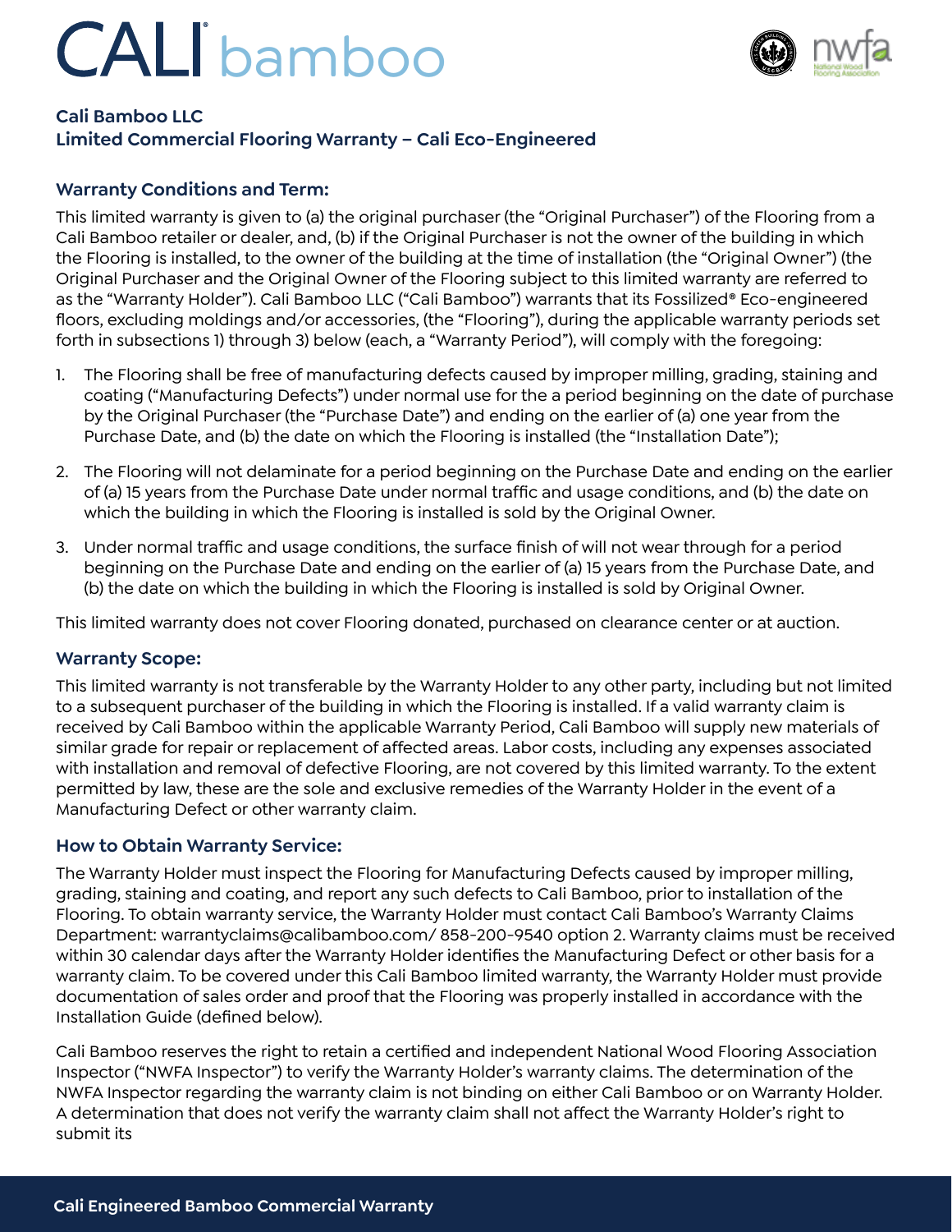# CALI bamboo

**Cali Bamboo LLC**
**Limited Commercial Flooring Warranty – Cali Eco-Engineered**

## Warranty Conditions and Term:

This limited warranty is given to (a) the original purchaser (the "Original Purchaser") of the Flooring from a Cali Bamboo retailer or dealer, and, (b) if the Original Purchaser is not the owner of the building in which the Flooring is installed, to the owner of the building at the time of installation (the "Original Owner") (the Original Purchaser and the Original Owner of the Flooring subject to this limited warranty are referred to as the "Warranty Holder"). Cali Bamboo LLC ("Cali Bamboo") warrants that its Fossilized® Eco-engineered floors, excluding moldings and/or accessories, (the "Flooring"), during the applicable warranty periods set forth in subsections 1) through 3) below (each, a "Warranty Period"), will comply with the foregoing:

1. The Flooring shall be free of manufacturing defects caused by improper milling, grading, staining and coating ("Manufacturing Defects") under normal use for the a period beginning on the date of purchase by the Original Purchaser (the "Purchase Date") and ending on the earlier of (a) one year from the Purchase Date, and (b) the date on which the Flooring is installed (the "Installation Date");

2. The Flooring will not delaminate for a period beginning on the Purchase Date and ending on the earlier of (a) 15 years from the Purchase Date under normal traffic and usage conditions, and (b) the date on which the building in which the Flooring is installed is sold by the Original Owner.

3. Under normal traffic and usage conditions, the surface finish of will not wear through for a period beginning on the Purchase Date and ending on the earlier of (a) 15 years from the Purchase Date, and (b) the date on which the building in which the Flooring is installed is sold by Original Owner.

This limited warranty does not cover Flooring donated, purchased on clearance center or at auction.

## Warranty Scope:

This limited warranty is not transferable by the Warranty Holder to any other party, including but not limited to a subsequent purchaser of the building in which the Flooring is installed. If a valid warranty claim is received by Cali Bamboo within the applicable Warranty Period, Cali Bamboo will supply new materials of similar grade for repair or replacement of affected areas. Labor costs, including any expenses associated with installation and removal of defective Flooring, are not covered by this limited warranty. To the extent permitted by law, these are the sole and exclusive remedies of the Warranty Holder in the event of a Manufacturing Defect or other warranty claim.

## How to Obtain Warranty Service:

The Warranty Holder must inspect the Flooring for Manufacturing Defects caused by improper milling, grading, staining and coating, and report any such defects to Cali Bamboo, prior to installation of the Flooring. To obtain warranty service, the Warranty Holder must contact Cali Bamboo's Warranty Claims Department: warrantyclaims@calibamboo.com/ 858-200-9540 option 2. Warranty claims must be received within 30 calendar days after the Warranty Holder identifies the Manufacturing Defect or other basis for a warranty claim. To be covered under this Cali Bamboo limited warranty, the Warranty Holder must provide documentation of sales order and proof that the Flooring was properly installed in accordance with the Installation Guide (defined below).

Cali Bamboo reserves the right to retain a certified and independent National Wood Flooring Association Inspector ("NWFA Inspector") to verify the Warranty Holder's warranty claims. The determination of the NWFA Inspector regarding the warranty claim is not binding on either Cali Bamboo or on Warranty Holder. A determination that does not verify the warranty claim shall not affect the Warranty Holder's right to submit its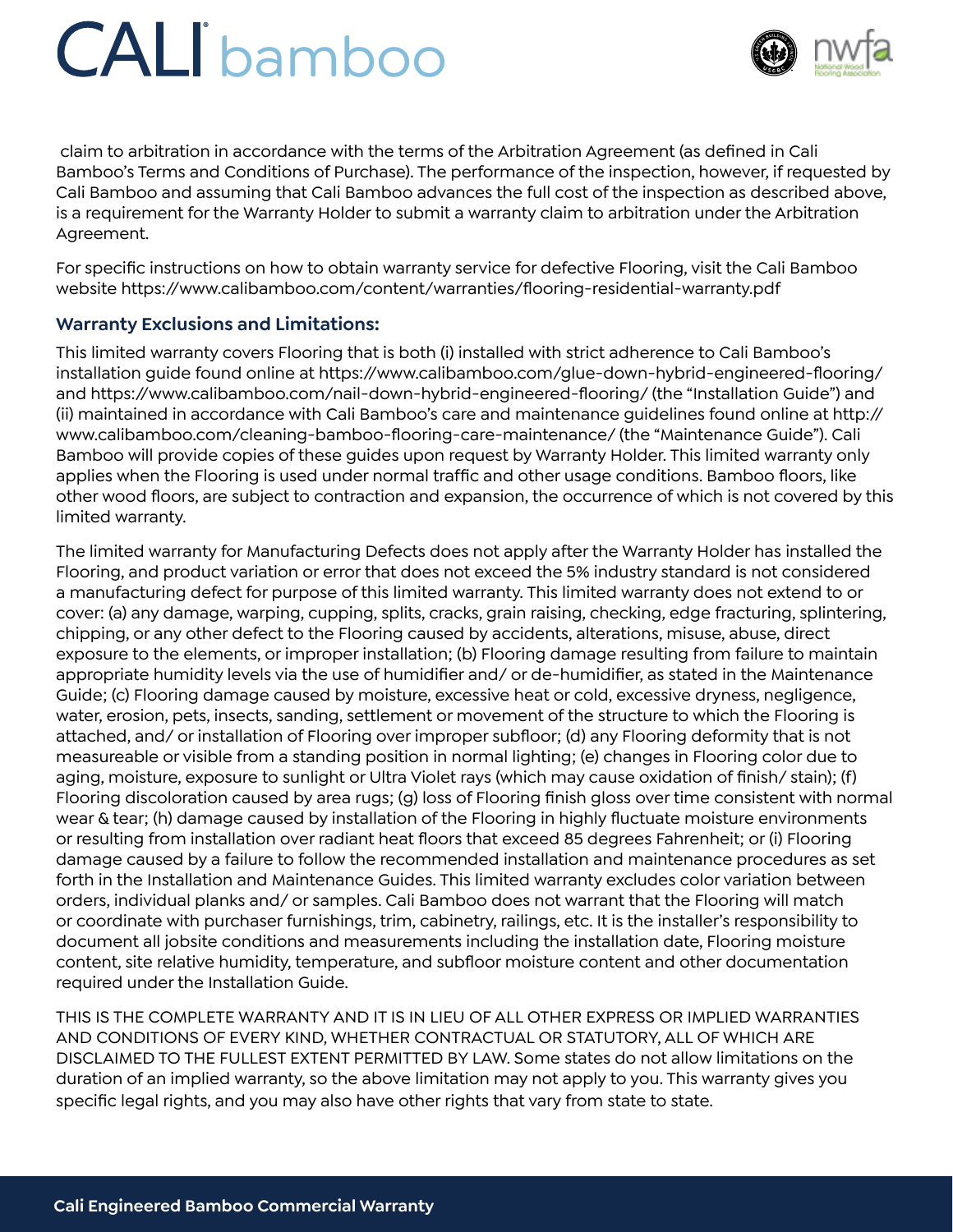claim to arbitration in accordance with the terms of the Arbitration Agreement (as defined in Cali Bamboo's Terms and Conditions of Purchase). The performance of the inspection, however, if requested by Cali Bamboo and assuming that Cali Bamboo advances the full cost of the inspection as described above, is a requirement for the Warranty Holder to submit a warranty claim to arbitration under the Arbitration Agreement.

For specific instructions on how to obtain warranty service for defective Flooring, visit the Cali Bamboo website https://www.calibamboo.com/content/warranties/flooring-residential-warranty.pdf

### Warranty Exclusions and Limitations:

This limited warranty covers Flooring that is both (i) installed with strict adherence to Cali Bamboo's installation guide found online at https://www.calibamboo.com/glue-down-hybrid-engineered-flooring/ and https://www.calibamboo.com/nail-down-hybrid-engineered-flooring/ (the "Installation Guide") and (ii) maintained in accordance with Cali Bamboo's care and maintenance guidelines found online at http://www.calibamboo.com/cleaning-bamboo-flooring-care-maintenance/ (the "Maintenance Guide"). Cali Bamboo will provide copies of these guides upon request by Warranty Holder. This limited warranty only applies when the Flooring is used under normal traffic and other usage conditions. Bamboo floors, like other wood floors, are subject to contraction and expansion, the occurrence of which is not covered by this limited warranty.

The limited warranty for Manufacturing Defects does not apply after the Warranty Holder has installed the Flooring, and product variation or error that does not exceed the 5% industry standard is not considered a manufacturing defect for purpose of this limited warranty. This limited warranty does not extend to or cover: (a) any damage, warping, cupping, splits, cracks, grain raising, checking, edge fracturing, splintering, chipping, or any other defect to the Flooring caused by accidents, alterations, misuse, abuse, direct exposure to the elements, or improper installation; (b) Flooring damage resulting from failure to maintain appropriate humidity levels via the use of humidifier and/ or de-humidifier, as stated in the Maintenance Guide; (c) Flooring damage caused by moisture, excessive heat or cold, excessive dryness, negligence, water, erosion, pets, insects, sanding, settlement or movement of the structure to which the Flooring is attached, and/ or installation of Flooring over improper subfloor; (d) any Flooring deformity that is not measureable or visible from a standing position in normal lighting; (e) changes in Flooring color due to aging, moisture, exposure to sunlight or Ultra Violet rays (which may cause oxidation of finish/ stain); (f) Flooring discoloration caused by area rugs; (g) loss of Flooring finish gloss over time consistent with normal wear & tear; (h) damage caused by installation of the Flooring in highly fluctuate moisture environments or resulting from installation over radiant heat floors that exceed 85 degrees Fahrenheit; or (i) Flooring damage caused by a failure to follow the recommended installation and maintenance procedures as set forth in the Installation and Maintenance Guides. This limited warranty excludes color variation between orders, individual planks and/ or samples. Cali Bamboo does not warrant that the Flooring will match or coordinate with purchaser furnishings, trim, cabinetry, railings, etc. It is the installer's responsibility to document all jobsite conditions and measurements including the installation date, Flooring moisture content, site relative humidity, temperature, and subfloor moisture content and other documentation required under the Installation Guide.

THIS IS THE COMPLETE WARRANTY AND IT IS IN LIEU OF ALL OTHER EXPRESS OR IMPLIED WARRANTIES AND CONDITIONS OF EVERY KIND, WHETHER CONTRACTUAL OR STATUTORY, ALL OF WHICH ARE DISCLAIMED TO THE FULLEST EXTENT PERMITTED BY LAW. Some states do not allow limitations on the duration of an implied warranty, so the above limitation may not apply to you. This warranty gives you specific legal rights, and you may also have other rights that vary from state to state.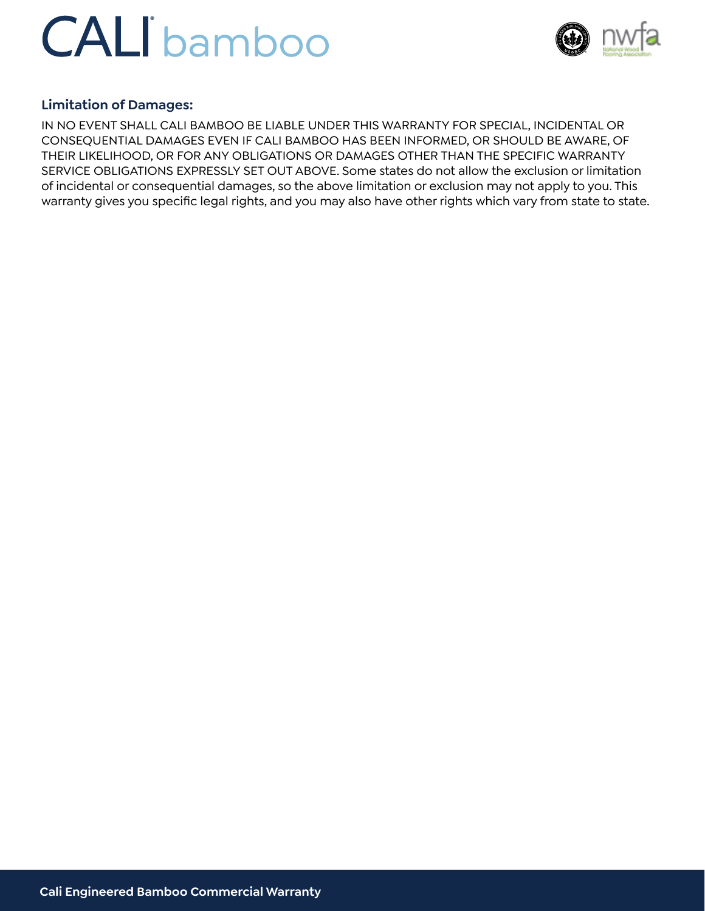### Limitation of Damages:

IN NO EVENT SHALL CALI BAMBOO BE LIABLE UNDER THIS WARRANTY FOR SPECIAL, INCIDENTAL OR CONSEQUENTIAL DAMAGES EVEN IF CALI BAMBOO HAS BEEN INFORMED, OR SHOULD BE AWARE, OF THEIR LIKELIHOOD, OR FOR ANY OBLIGATIONS OR DAMAGES OTHER THAN THE SPECIFIC WARRANTY SERVICE OBLIGATIONS EXPRESSLY SET OUT ABOVE. Some states do not allow the exclusion or limitation of incidental or consequential damages, so the above limitation or exclusion may not apply to you. This warranty gives you specific legal rights, and you may also have other rights which vary from state to state.